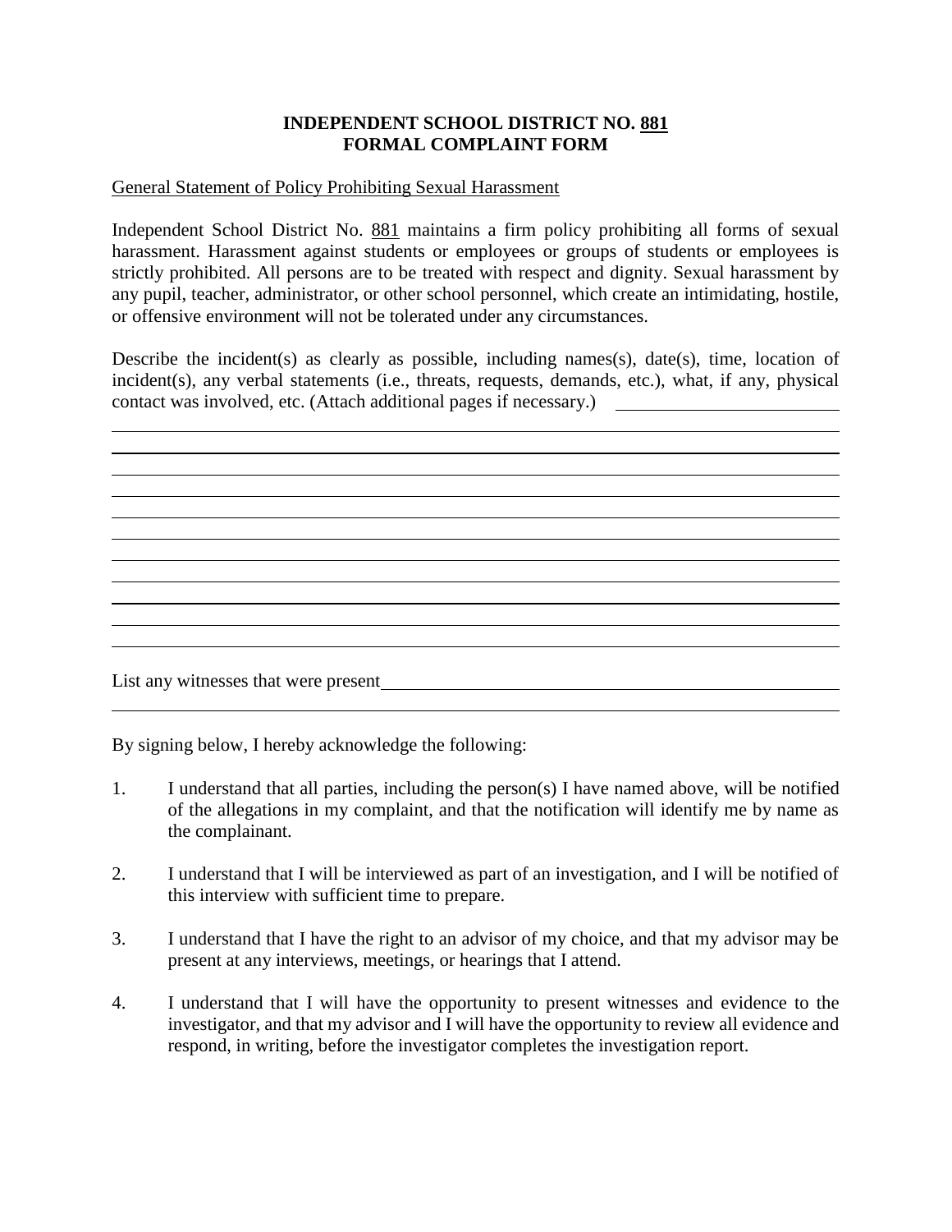**INDEPENDENT SCHOOL DISTRICT NO. 881**
**FORMAL COMPLAINT FORM**

General Statement of Policy Prohibiting Sexual Harassment

Independent School District No. 881 maintains a firm policy prohibiting all forms of sexual harassment. Harassment against students or employees or groups of students or employees is strictly prohibited. All persons are to be treated with respect and dignity. Sexual harassment by any pupil, teacher, administrator, or other school personnel, which create an intimidating, hostile, or offensive environment will not be tolerated under any circumstances.

Describe the incident(s) as clearly as possible, including names(s), date(s), time, location of incident(s), any verbal statements (i.e., threats, requests, demands, etc.), what, if any, physical contact was involved, etc. (Attach additional pages if necessary.) ______________________

____________________________________________________________

____________________________________________________________

____________________________________________________________

____________________________________________________________

____________________________________________________________

____________________________________________________________

____________________________________________________________

____________________________________________________________

____________________________________________________________

____________________________________________________________

____________________________________________________________

List any witnesses that were present ________________________________________

____________________________________________________________

By signing below, I hereby acknowledge the following:

1. I understand that all parties, including the person(s) I have named above, will be notified of the allegations in my complaint, and that the notification will identify me by name as the complainant.

2. I understand that I will be interviewed as part of an investigation, and I will be notified of this interview with sufficient time to prepare.

3. I understand that I have the right to an advisor of my choice, and that my advisor may be present at any interviews, meetings, or hearings that I attend.

4. I understand that I will have the opportunity to present witnesses and evidence to the investigator, and that my advisor and I will have the opportunity to review all evidence and respond, in writing, before the investigator completes the investigation report.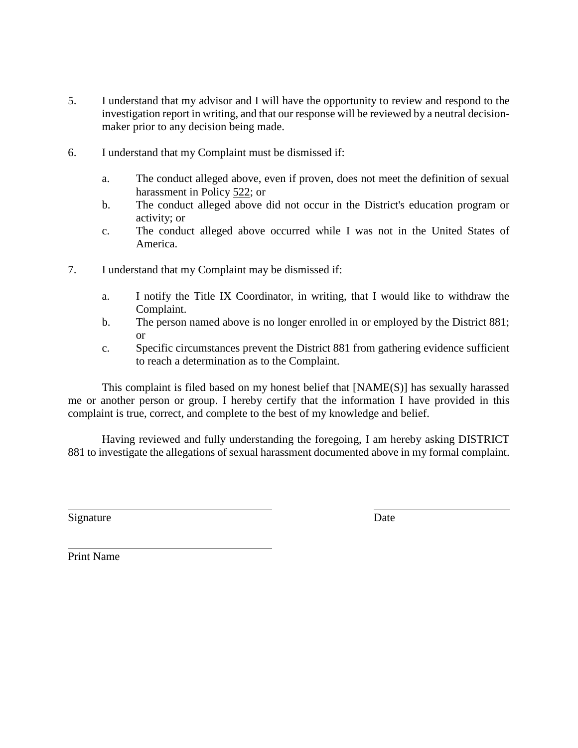5. I understand that my advisor and I will have the opportunity to review and respond to the investigation report in writing, and that our response will be reviewed by a neutral decision-maker prior to any decision being made.

6. I understand that my Complaint must be dismissed if:

   a. The conduct alleged above, even if proven, does not meet the definition of sexual harassment in Policy 522; or
   b. The conduct alleged above did not occur in the District's education program or activity; or
   c. The conduct alleged above occurred while I was not in the United States of America.

7. I understand that my Complaint may be dismissed if:

   a. I notify the Title IX Coordinator, in writing, that I would like to withdraw the Complaint.
   b. The person named above is no longer enrolled in or employed by the District 881; or
   c. Specific circumstances prevent the District 881 from gathering evidence sufficient to reach a determination as to the Complaint.

This complaint is filed based on my honest belief that [NAME(S)] has sexually harassed me or another person or group. I hereby certify that the information I have provided in this complaint is true, correct, and complete to the best of my knowledge and belief.

Having reviewed and fully understanding the foregoing, I am hereby asking DISTRICT 881 to investigate the allegations of sexual harassment documented above in my formal complaint.

\_\_\_\_\_\_\_\_\_\_\_\_\_\_\_\_\_\_\_\_\_\_\_\_\_\_\_\_\_\_\_\_\_\_\_\_ \_\_\_\_\_\_\_\_\_\_\_\_\_\_\_\_\_\_\_\_\_\_\_\_

Signature Date

\_\_\_\_\_\_\_\_\_\_\_\_\_\_\_\_\_\_\_\_\_\_\_\_\_\_\_\_\_\_\_\_\_\_\_\_

Print Name